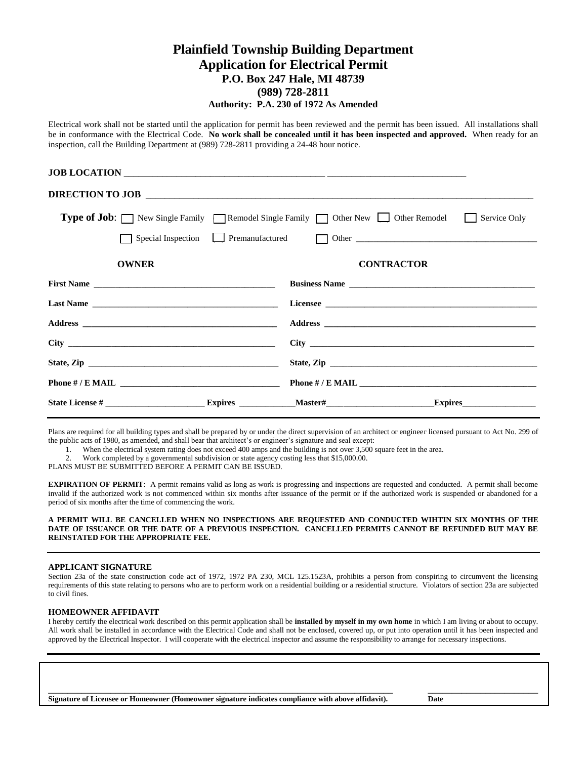# Plainfield Township Building Department
## Application for Electrical Permit
### P.O. Box 247 Hale, MI 48739
### (989) 728-2811
#### Authority: P.A. 230 of 1972 As Amended

Electrical work shall not be started until the application for permit has been reviewed and the permit has been issued. All installations shall be in conformance with the Electrical Code. **No work shall be concealed until it has been inspected and approved.** When ready for an inspection, call the Building Department at (989) 728-2811 providing a 24-48 hour notice.

**JOB LOCATION** _______________________________________________ ________________________________

**DIRECTION TO JOB** ______________________________________________________________________________

**Type of Job**: ☐ New Single Family ☐ Remodel Single Family ☐ Other New ☐ Other Remodel ☐ Service Only

☐ Special Inspection ☐ Premanufactured ☐ Other ____________________________________________

| **OWNER** | **CONTRACTOR** |
|---|---|
| **First Name** ____________________ | **Business Name** ____________________ |
| **Last Name** ____________________ | **Licensee** ____________________ |
| **Address** ____________________ | **Address** ____________________ |
| **City** ____________________ | **City** ____________________ |
| **State, Zip** ____________________ | **State, Zip** ____________________ |
| **Phone # / E MAIL** ____________________ | **Phone # / E MAIL** ____________________ |
| **State License #** ____________ **Expires** __________ | **Master#** ____________ **Expires** __________ |

Plans are required for all building types and shall be prepared by or under the direct supervision of an architect or engineer licensed pursuant to Act No. 299 of the public acts of 1980, as amended, and shall bear that architect's or engineer's signature and seal except:

1. When the electrical system rating does not exceed 400 amps and the building is not over 3,500 square feet in the area.
2. Work completed by a governmental subdivision or state agency costing less that $15,000.00.

PLANS MUST BE SUBMITTED BEFORE A PERMIT CAN BE ISSUED.

**EXPIRATION OF PERMIT**: A permit remains valid as long as work is progressing and inspections are requested and conducted. A permit shall become invalid if the authorized work is not commenced within six months after issuance of the permit or if the authorized work is suspended or abandoned for a period of six months after the time of commencing the work.

**A PERMIT WILL BE CANCELLED WHEN NO INSPECTIONS ARE REQUESTED AND CONDUCTED WIHTIN SIX MONTHS OF THE DATE OF ISSUANCE OR THE DATE OF A PREVIOUS INSPECTION. CANCELLED PERMITS CANNOT BE REFUNDED BUT MAY BE REINSTATED FOR THE APPROPRIATE FEE.**

**APPLICANT SIGNATURE**

Section 23a of the state construction code act of 1972, 1972 PA 230, MCL 125.1523A, prohibits a person from conspiring to circumvent the licensing requirements of this state relating to persons who are to perform work on a residential building or a residential structure. Violators of section 23a are subjected to civil fines.

**HOMEOWNER AFFIDAVIT**

I hereby certify the electrical work described on this permit application shall be **installed by myself in my own home** in which I am living or about to occupy. All work shall be installed in accordance with the Electrical Code and shall not be enclosed, covered up, or put into operation until it has been inspected and approved by the Electrical Inspector. I will cooperate with the electrical inspector and assume the responsibility to arrange for necessary inspections.

_______________________________________________________________ ____________________

**Signature of Licensee or Homeowner (Homeowner signature indicates compliance with above affidavit).** **Date**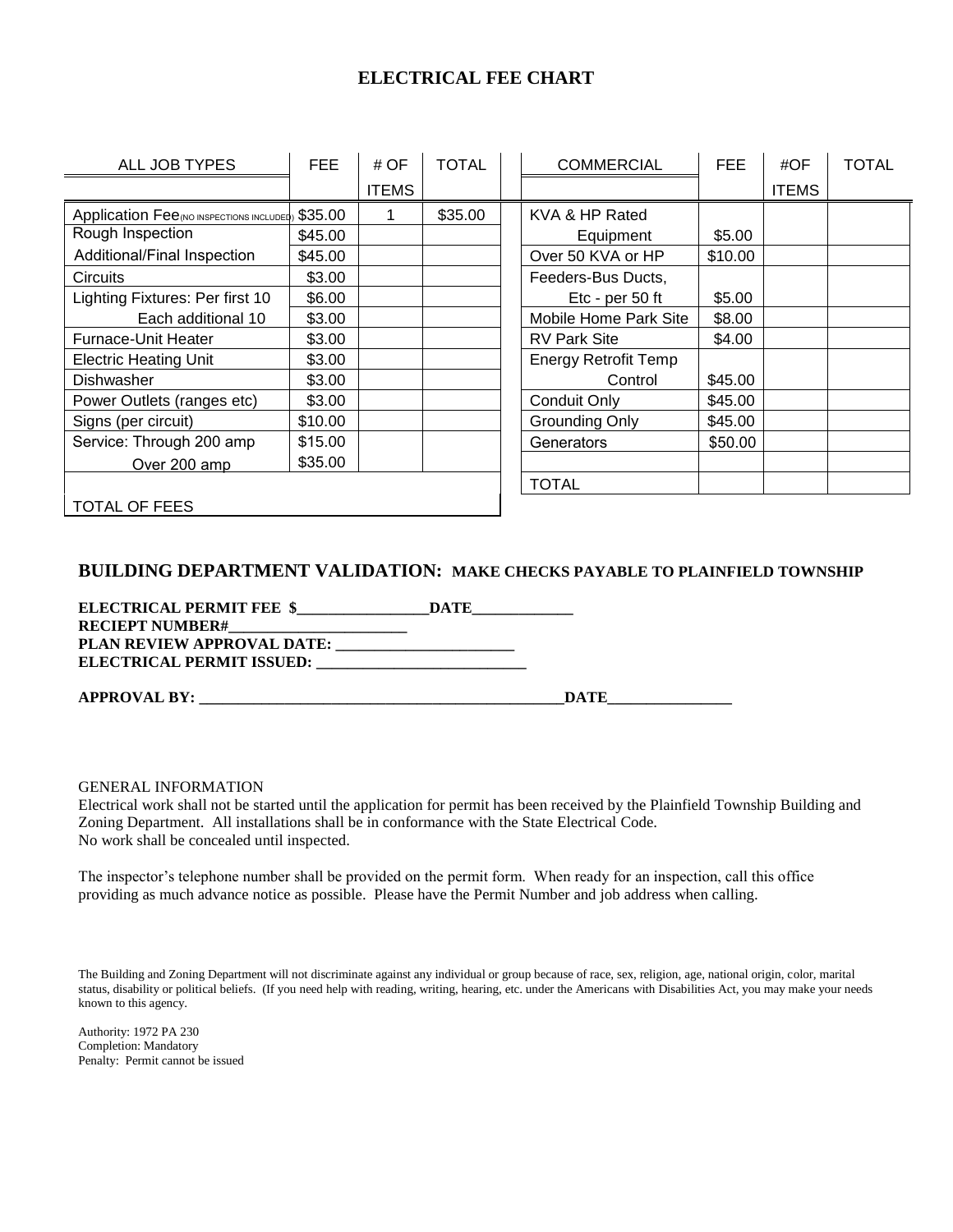# ELECTRICAL FEE CHART

| ALL JOB TYPES | FEE | # OF ITEMS | TOTAL |
|---|---|---|---|
| Application Fee (NO INSPECTIONS INCLUDED) | $35.00 | 1 | $35.00 |
| Rough Inspection | $45.00 | | |
| Additional/Final Inspection | $45.00 | | |
| Circuits | $3.00 | | |
| Lighting Fixtures: Per first 10 | $6.00 | | |
| Each additional 10 | $3.00 | | |
| Furnace-Unit Heater | $3.00 | | |
| Electric Heating Unit | $3.00 | | |
| Dishwasher | $3.00 | | |
| Power Outlets (ranges etc) | $3.00 | | |
| Signs (per circuit) | $10.00 | | |
| Service: Through 200 amp | $15.00 | | |
| Over 200 amp | $35.00 | | |
| TOTAL OF FEES | | | |

| COMMERCIAL | FEE | #OF ITEMS | TOTAL |
|---|---|---|---|
| KVA & HP Rated Equipment | $5.00 | | |
| Over 50 KVA or HP | $10.00 | | |
| Feeders-Bus Ducts, Etc - per 50 ft | $5.00 | | |
| Mobile Home Park Site | $8.00 | | |
| RV Park Site | $4.00 | | |
| Energy Retrofit Temp Control | $45.00 | | |
| Conduit Only | $45.00 | | |
| Grounding Only | $45.00 | | |
| Generators | $50.00 | | |
| | | | |
| TOTAL | | | |

## BUILDING DEPARTMENT VALIDATION: MAKE CHECKS PAYABLE TO PLAINFIELD TOWNSHIP

**ELECTRICAL PERMIT FEE $_________________DATE_____________**
**RECIEPT NUMBER#_______________________**
**PLAN REVIEW APPROVAL DATE: _______________________**
**ELECTRICAL PERMIT ISSUED: ___________________________**

**APPROVAL BY: _________________________________________________DATE________________**

GENERAL INFORMATION

Electrical work shall not be started until the application for permit has been received by the Plainfield Township Building and Zoning Department. All installations shall be in conformance with the State Electrical Code.
No work shall be concealed until inspected.

The inspector's telephone number shall be provided on the permit form. When ready for an inspection, call this office providing as much advance notice as possible. Please have the Permit Number and job address when calling.

The Building and Zoning Department will not discriminate against any individual or group because of race, sex, religion, age, national origin, color, marital status, disability or political beliefs. (If you need help with reading, writing, hearing, etc. under the Americans with Disabilities Act, you may make your needs known to this agency.

Authority: 1972 PA 230
Completion: Mandatory
Penalty: Permit cannot be issued